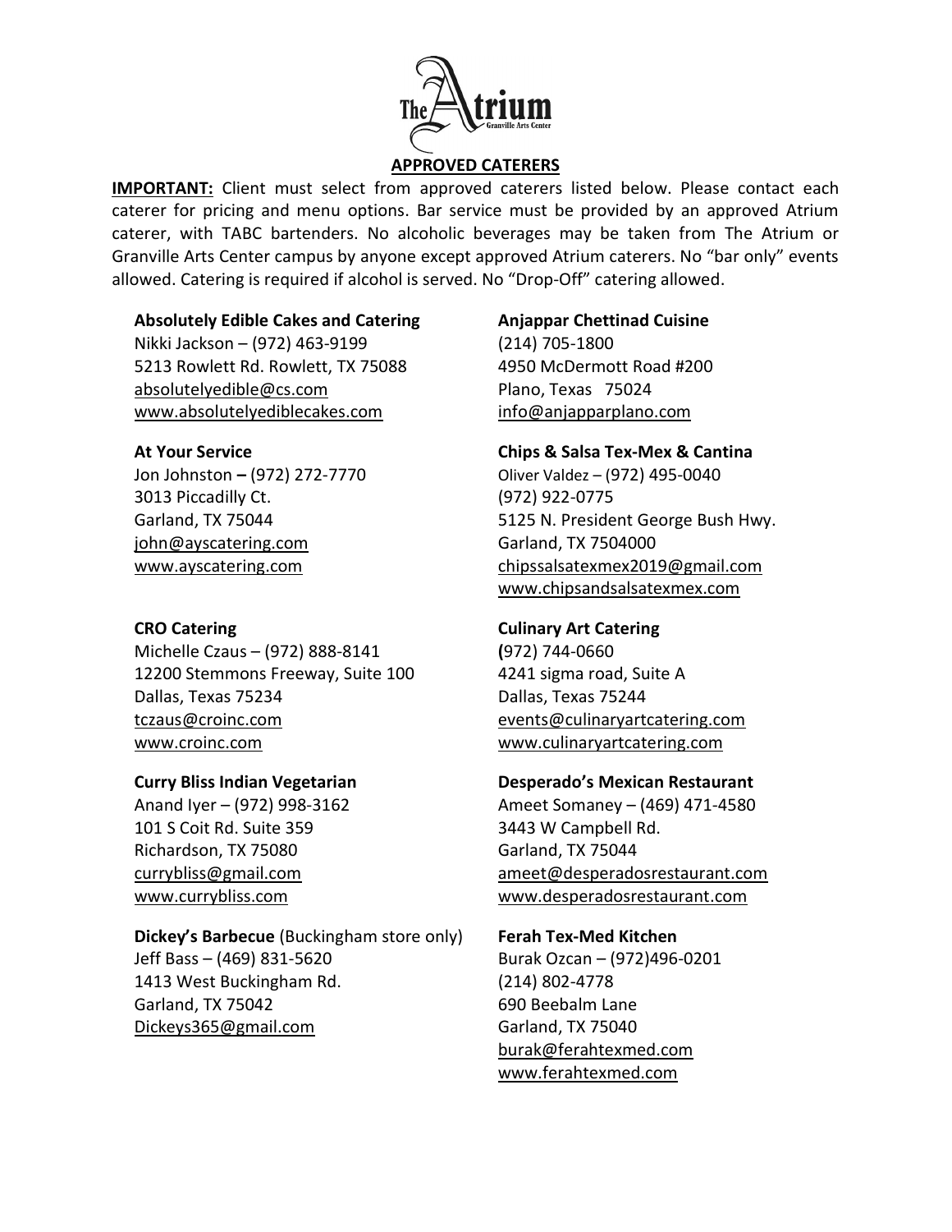# The Atrium

Granville Arts Center

## APPROVED CATERERS

**IMPORTANT:** Client must select from approved caterers listed below. Please contact each caterer for pricing and menu options. Bar service must be provided by an approved Atrium caterer, with TABC bartenders. No alcoholic beverages may be taken from The Atrium or Granville Arts Center campus by anyone except approved Atrium caterers. No "bar only" events allowed. Catering is required if alcohol is served. No "Drop-Off" catering allowed.

**Absolutely Edible Cakes and Catering**
Nikki Jackson – (972) 463-9199
5213 Rowlett Rd. Rowlett, TX 75088
absolutelyedible@cs.com
www.absolutelyediblecakes.com

**Anjappar Chettinad Cuisine**
(214) 705-1800
4950 McDermott Road #200
Plano, Texas 75024
info@anjapparplano.com

**At Your Service**
Jon Johnston – (972) 272-7770
3013 Piccadilly Ct.
Garland, TX 75044
john@ayscatering.com
www.ayscatering.com

**Chips & Salsa Tex-Mex & Cantina**
Oliver Valdez – (972) 495-0040
(972) 922-0775
5125 N. President George Bush Hwy.
Garland, TX 7504000
chipssalsatexmex2019@gmail.com
www.chipsandsalsatexmex.com

**CRO Catering**
Michelle Czaus – (972) 888-8141
12200 Stemmons Freeway, Suite 100
Dallas, Texas 75234
tczaus@croinc.com
www.croinc.com

**Culinary Art Catering**
(972) 744-0660
4241 sigma road, Suite A
Dallas, Texas 75244
events@culinaryartcatering.com
www.culinaryartcatering.com

**Curry Bliss Indian Vegetarian**
Anand Iyer – (972) 998-3162
101 S Coit Rd. Suite 359
Richardson, TX 75080
currybliss@gmail.com
www.currybliss.com

**Desperado's Mexican Restaurant**
Ameet Somaney – (469) 471-4580
3443 W Campbell Rd.
Garland, TX 75044
ameet@desperadosrestaurant.com
www.desperadosrestaurant.com

**Dickey's Barbecue** (Buckingham store only)
Jeff Bass – (469) 831-5620
1413 West Buckingham Rd.
Garland, TX 75042
Dickeys365@gmail.com

**Ferah Tex-Med Kitchen**
Burak Ozcan – (972)496-0201
(214) 802-4778
690 Beebalm Lane
Garland, TX 75040
burak@ferahtexmed.com
www.ferahtexmed.com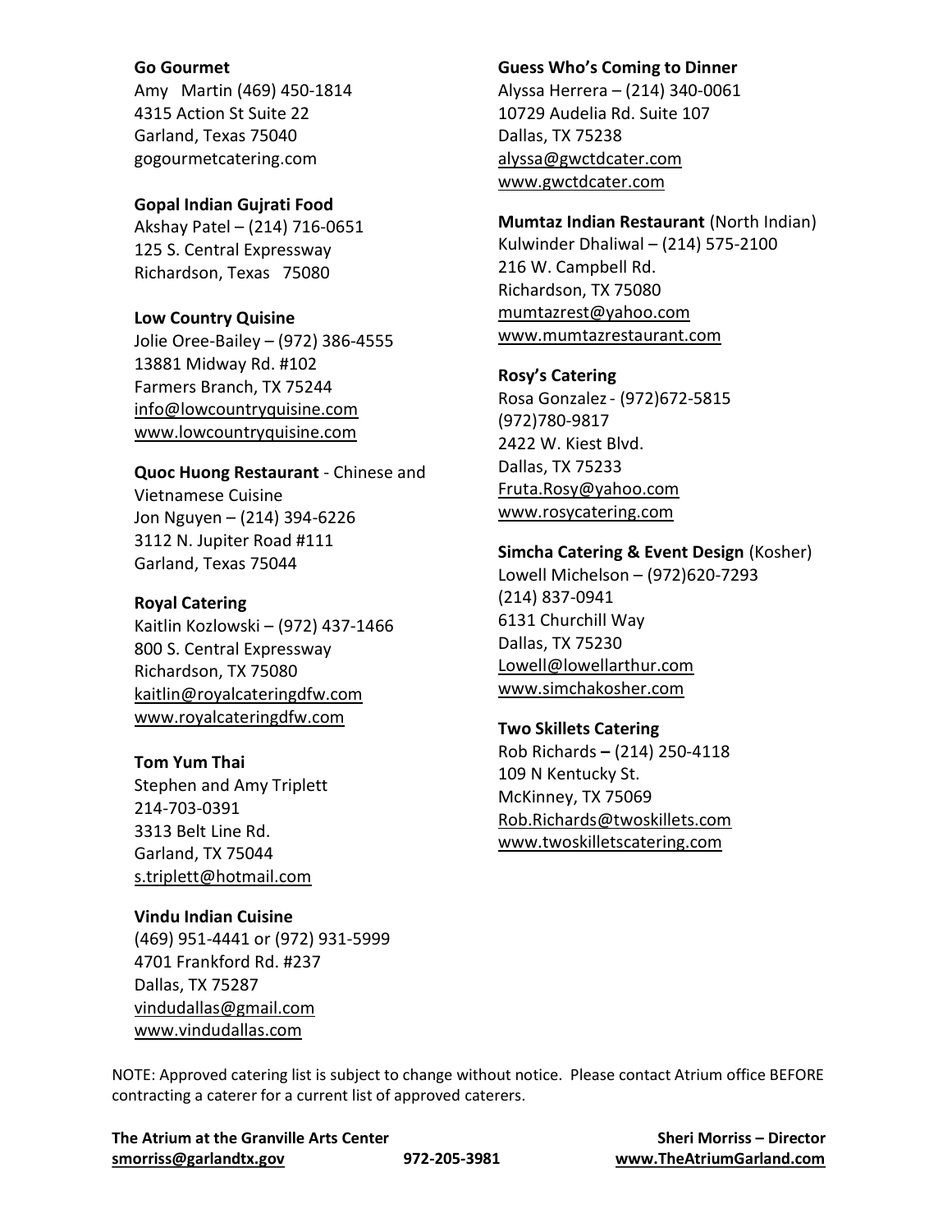**Go Gourmet**
Amy Martin (469) 450-1814
4315 Action St Suite 22
Garland, Texas 75040
gogourmetcatering.com

**Gopal Indian Gujrati Food**
Akshay Patel – (214) 716-0651
125 S. Central Expressway
Richardson, Texas 75080

**Low Country Quisine**
Jolie Oree-Bailey – (972) 386-4555
13881 Midway Rd. #102
Farmers Branch, TX 75244
info@lowcountryquisine.com
www.lowcountryquisine.com

**Quoc Huong Restaurant** - Chinese and Vietnamese Cuisine
Jon Nguyen – (214) 394-6226
3112 N. Jupiter Road #111
Garland, Texas 75044

**Royal Catering**
Kaitlin Kozlowski – (972) 437-1466
800 S. Central Expressway
Richardson, TX 75080
kaitlin@royalcateringdfw.com
www.royalcateringdfw.com

**Tom Yum Thai**
Stephen and Amy Triplett
214-703-0391
3313 Belt Line Rd.
Garland, TX 75044
s.triplett@hotmail.com

**Vindu Indian Cuisine**
(469) 951-4441 or (972) 931-5999
4701 Frankford Rd. #237
Dallas, TX 75287
vindudallas@gmail.com
www.vindudallas.com

**Guess Who's Coming to Dinner**
Alyssa Herrera – (214) 340-0061
10729 Audelia Rd. Suite 107
Dallas, TX 75238
alyssa@gwctdcater.com
www.gwctdcater.com

**Mumtaz Indian Restaurant** (North Indian)
Kulwinder Dhaliwal – (214) 575-2100
216 W. Campbell Rd.
Richardson, TX 75080
mumtazrest@yahoo.com
www.mumtazrestaurant.com

**Rosy's Catering**
Rosa Gonzalez - (972)672-5815
(972)780-9817
2422 W. Kiest Blvd.
Dallas, TX 75233
Fruta.Rosy@yahoo.com
www.rosycatering.com

**Simcha Catering & Event Design** (Kosher)
Lowell Michelson – (972)620-7293
(214) 837-0941
6131 Churchill Way
Dallas, TX 75230
Lowell@lowellarthur.com
www.simchakosher.com

**Two Skillets Catering**
Rob Richards **–** (214) 250-4118
109 N Kentucky St.
McKinney, TX 75069
Rob.Richards@twoskillets.com
www.twoskilletscatering.com

NOTE: Approved catering list is subject to change without notice. Please contact Atrium office BEFORE contracting a caterer for a current list of approved caterers.

**The Atrium at the Granville Arts Center** **Sheri Morriss – Director**
**smorriss@garlandtx.gov** **972-205-3981** **www.TheAtriumGarland.com**